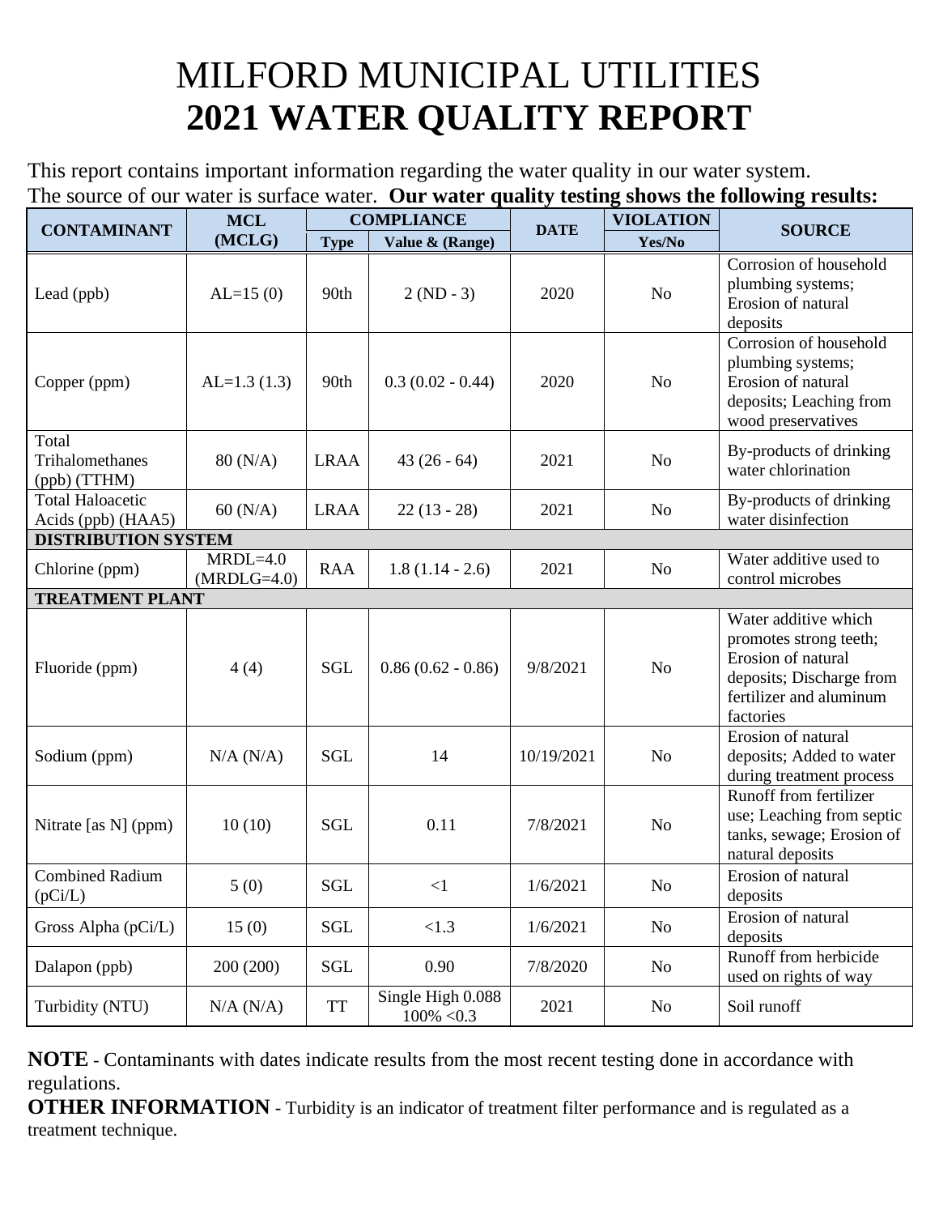# MILFORD MUNICIPAL UTILITIES
# 2021 WATER QUALITY REPORT

This report contains important information regarding the water quality in our water system.
The source of our water is surface water. **Our water quality testing shows the following results:**

| CONTAMINANT | MCL (MCLG) | COMPLIANCE | | DATE | VIOLATION | SOURCE |
|---|---|---|---|---|---|---|
| | | Type | Value & (Range) | | Yes/No | |
| Lead (ppb) | AL=15 (0) | 90th | 2 (ND - 3) | 2020 | No | Corrosion of household plumbing systems; Erosion of natural deposits |
| Copper (ppm) | AL=1.3 (1.3) | 90th | 0.3 (0.02 - 0.44) | 2020 | No | Corrosion of household plumbing systems; Erosion of natural deposits; Leaching from wood preservatives |
| Total Trihalomethanes (ppb) (TTHM) | 80 (N/A) | LRAA | 43 (26 - 64) | 2021 | No | By-products of drinking water chlorination |
| Total Haloacetic Acids (ppb) (HAA5) | 60 (N/A) | LRAA | 22 (13 - 28) | 2021 | No | By-products of drinking water disinfection |
| **DISTRIBUTION SYSTEM** | | | | | | |
| Chlorine (ppm) | MRDL=4.0 (MRDLG=4.0) | RAA | 1.8 (1.14 - 2.6) | 2021 | No | Water additive used to control microbes |
| **TREATMENT PLANT** | | | | | | |
| Fluoride (ppm) | 4 (4) | SGL | 0.86 (0.62 - 0.86) | 9/8/2021 | No | Water additive which promotes strong teeth; Erosion of natural deposits; Discharge from fertilizer and aluminum factories |
| Sodium (ppm) | N/A (N/A) | SGL | 14 | 10/19/2021 | No | Erosion of natural deposits; Added to water during treatment process |
| Nitrate [as N] (ppm) | 10 (10) | SGL | 0.11 | 7/8/2021 | No | Runoff from fertilizer use; Leaching from septic tanks, sewage; Erosion of natural deposits |
| Combined Radium (pCi/L) | 5 (0) | SGL | <1 | 1/6/2021 | No | Erosion of natural deposits |
| Gross Alpha (pCi/L) | 15 (0) | SGL | <1.3 | 1/6/2021 | No | Erosion of natural deposits |
| Dalapon (ppb) | 200 (200) | SGL | 0.90 | 7/8/2020 | No | Runoff from herbicide used on rights of way |
| Turbidity (NTU) | N/A (N/A) | TT | Single High 0.088 100% <0.3 | 2021 | No | Soil runoff |

**NOTE** - Contaminants with dates indicate results from the most recent testing done in accordance with regulations.

**OTHER INFORMATION** - Turbidity is an indicator of treatment filter performance and is regulated as a treatment technique.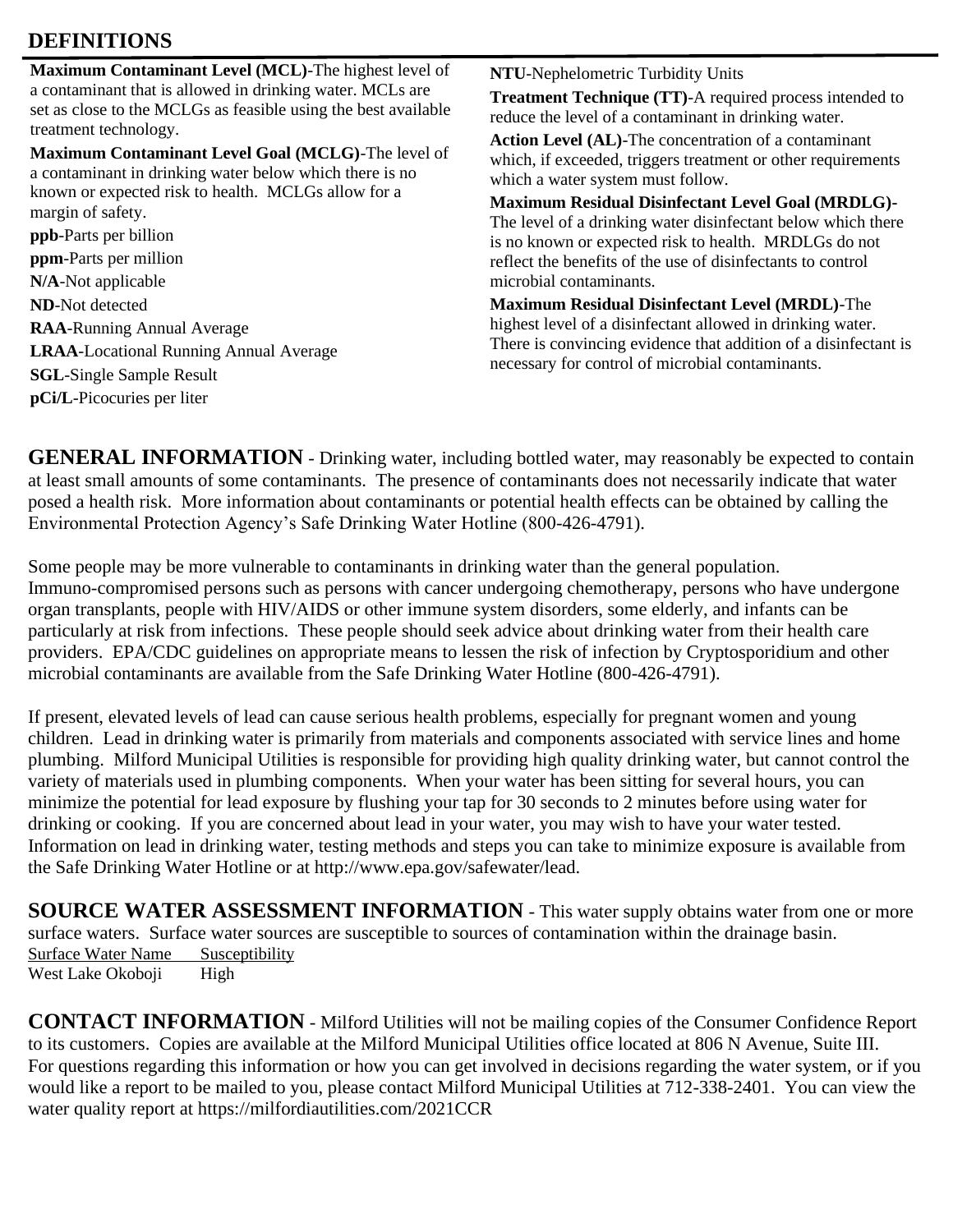## DEFINITIONS

**Maximum Contaminant Level (MCL)**-The highest level of a contaminant that is allowed in drinking water. MCLs are set as close to the MCLGs as feasible using the best available treatment technology.

**Maximum Contaminant Level Goal (MCLG)**-The level of a contaminant in drinking water below which there is no known or expected risk to health. MCLGs allow for a margin of safety.

**ppb**-Parts per billion

**ppm**-Parts per million

**N/A**-Not applicable

**ND**-Not detected

**RAA**-Running Annual Average

**LRAA**-Locational Running Annual Average

**SGL**-Single Sample Result

**pCi/L**-Picocuries per liter

**NTU**-Nephelometric Turbidity Units

**Treatment Technique (TT)**-A required process intended to reduce the level of a contaminant in drinking water.

**Action Level (AL)**-The concentration of a contaminant which, if exceeded, triggers treatment or other requirements which a water system must follow.

**Maximum Residual Disinfectant Level Goal (MRDLG)**-The level of a drinking water disinfectant below which there is no known or expected risk to health. MRDLGs do not reflect the benefits of the use of disinfectants to control microbial contaminants.

**Maximum Residual Disinfectant Level (MRDL)**-The highest level of a disinfectant allowed in drinking water. There is convincing evidence that addition of a disinfectant is necessary for control of microbial contaminants.

**GENERAL INFORMATION** - Drinking water, including bottled water, may reasonably be expected to contain at least small amounts of some contaminants. The presence of contaminants does not necessarily indicate that water posed a health risk. More information about contaminants or potential health effects can be obtained by calling the Environmental Protection Agency's Safe Drinking Water Hotline (800-426-4791).

Some people may be more vulnerable to contaminants in drinking water than the general population. Immuno-compromised persons such as persons with cancer undergoing chemotherapy, persons who have undergone organ transplants, people with HIV/AIDS or other immune system disorders, some elderly, and infants can be particularly at risk from infections. These people should seek advice about drinking water from their health care providers. EPA/CDC guidelines on appropriate means to lessen the risk of infection by Cryptosporidium and other microbial contaminants are available from the Safe Drinking Water Hotline (800-426-4791).

If present, elevated levels of lead can cause serious health problems, especially for pregnant women and young children. Lead in drinking water is primarily from materials and components associated with service lines and home plumbing. Milford Municipal Utilities is responsible for providing high quality drinking water, but cannot control the variety of materials used in plumbing components. When your water has been sitting for several hours, you can minimize the potential for lead exposure by flushing your tap for 30 seconds to 2 minutes before using water for drinking or cooking. If you are concerned about lead in your water, you may wish to have your water tested. Information on lead in drinking water, testing methods and steps you can take to minimize exposure is available from the Safe Drinking Water Hotline or at http://www.epa.gov/safewater/lead.

**SOURCE WATER ASSESSMENT INFORMATION** - This water supply obtains water from one or more surface waters. Surface water sources are susceptible to sources of contamination within the drainage basin.

| Surface Water Name | Susceptibility |
|---|---|
| West Lake Okoboji | High |

**CONTACT INFORMATION** - Milford Utilities will not be mailing copies of the Consumer Confidence Report to its customers. Copies are available at the Milford Municipal Utilities office located at 806 N Avenue, Suite III. For questions regarding this information or how you can get involved in decisions regarding the water system, or if you would like a report to be mailed to you, please contact Milford Municipal Utilities at 712-338-2401. You can view the water quality report at https://milfordiautilities.com/2021CCR